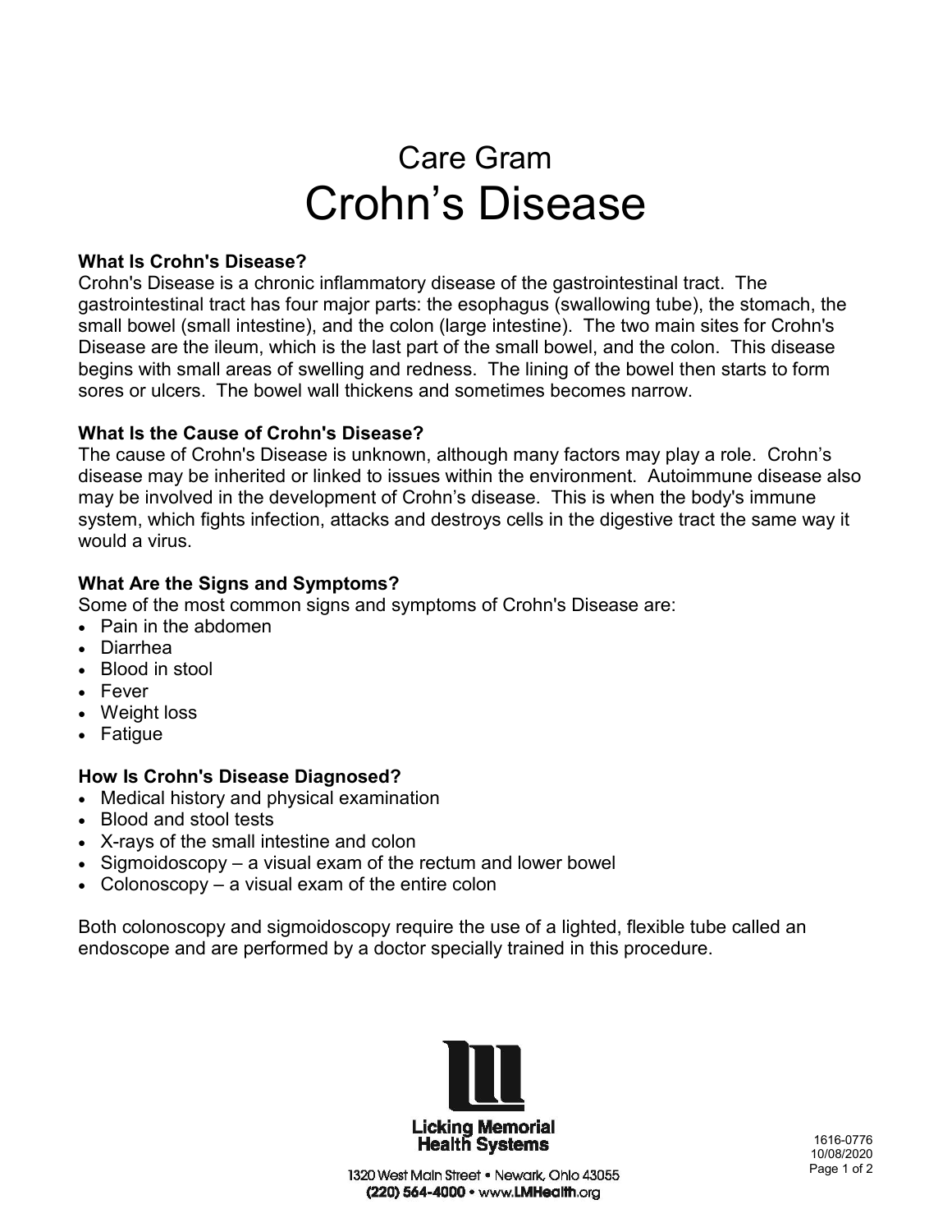# Care Gram

# Crohn's Disease

**What Is Crohn's Disease?**
Crohn's Disease is a chronic inflammatory disease of the gastrointestinal tract. The gastrointestinal tract has four major parts: the esophagus (swallowing tube), the stomach, the small bowel (small intestine), and the colon (large intestine). The two main sites for Crohn's Disease are the ileum, which is the last part of the small bowel, and the colon. This disease begins with small areas of swelling and redness. The lining of the bowel then starts to form sores or ulcers. The bowel wall thickens and sometimes becomes narrow.

**What Is the Cause of Crohn's Disease?**
The cause of Crohn's Disease is unknown, although many factors may play a role. Crohn's disease may be inherited or linked to issues within the environment. Autoimmune disease also may be involved in the development of Crohn's disease. This is when the body's immune system, which fights infection, attacks and destroys cells in the digestive tract the same way it would a virus.

**What Are the Signs and Symptoms?**
Some of the most common signs and symptoms of Crohn's Disease are:

- Pain in the abdomen
- Diarrhea
- Blood in stool
- Fever
- Weight loss
- Fatigue

**How Is Crohn's Disease Diagnosed?**

- Medical history and physical examination
- Blood and stool tests
- X-rays of the small intestine and colon
- Sigmoidoscopy – a visual exam of the rectum and lower bowel
- Colonoscopy – a visual exam of the entire colon

Both colonoscopy and sigmoidoscopy require the use of a lighted, flexible tube called an endoscope and are performed by a doctor specially trained in this procedure.

Licking Memorial Health Systems

1320 West Main Street • Newark, Ohio 43055
(220) 564-4000 • www.LMHealth.org

1616-0776
10/08/2020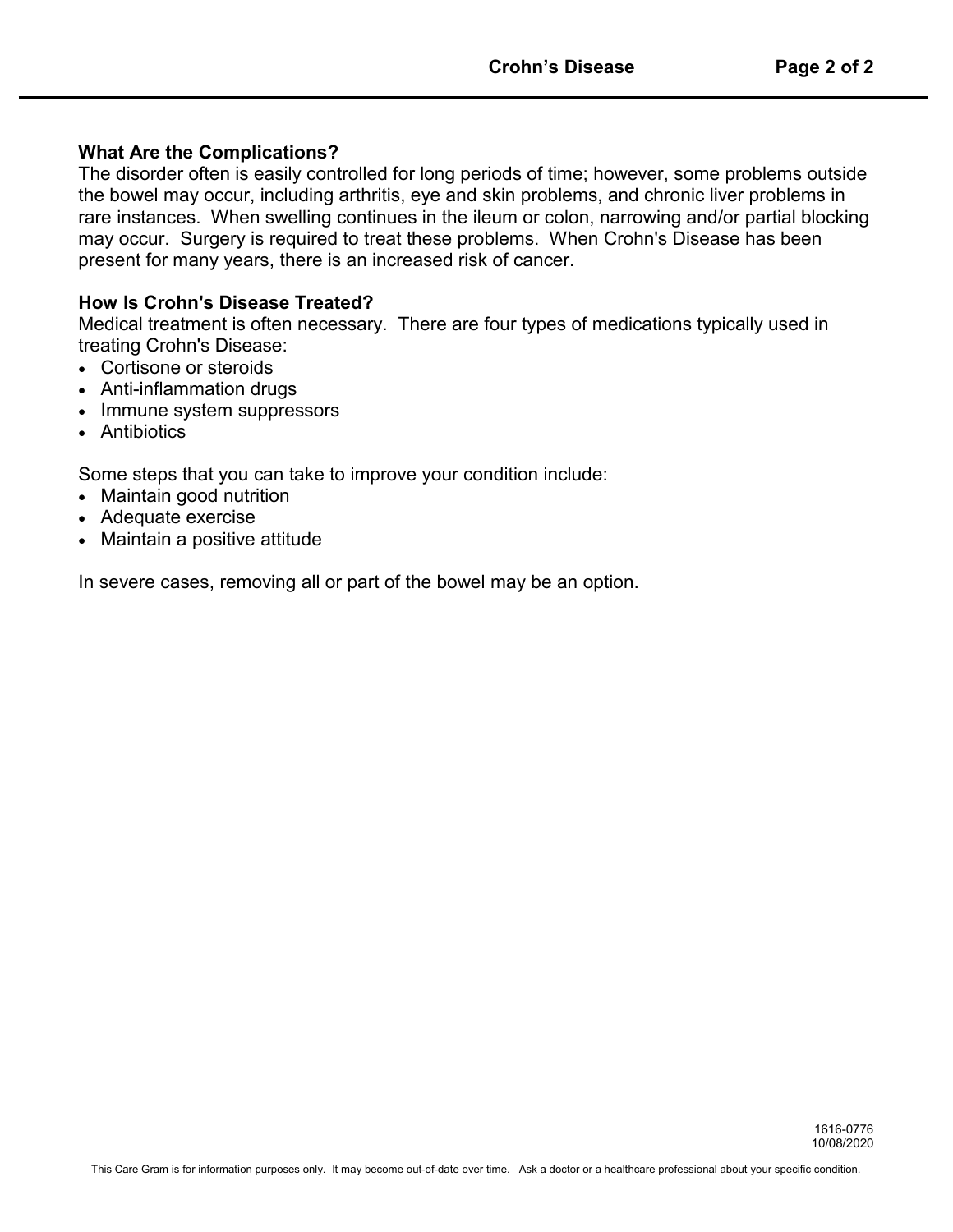### What Are the Complications?

The disorder often is easily controlled for long periods of time; however, some problems outside the bowel may occur, including arthritis, eye and skin problems, and chronic liver problems in rare instances. When swelling continues in the ileum or colon, narrowing and/or partial blocking may occur. Surgery is required to treat these problems. When Crohn's Disease has been present for many years, there is an increased risk of cancer.

### How Is Crohn's Disease Treated?

Medical treatment is often necessary. There are four types of medications typically used in treating Crohn's Disease:

- Cortisone or steroids
- Anti-inflammation drugs
- Immune system suppressors
- Antibiotics

Some steps that you can take to improve your condition include:

- Maintain good nutrition
- Adequate exercise
- Maintain a positive attitude

In severe cases, removing all or part of the bowel may be an option.

1616-0776
10/08/2020

This Care Gram is for information purposes only. It may become out-of-date over time. Ask a doctor or a healthcare professional about your specific condition.